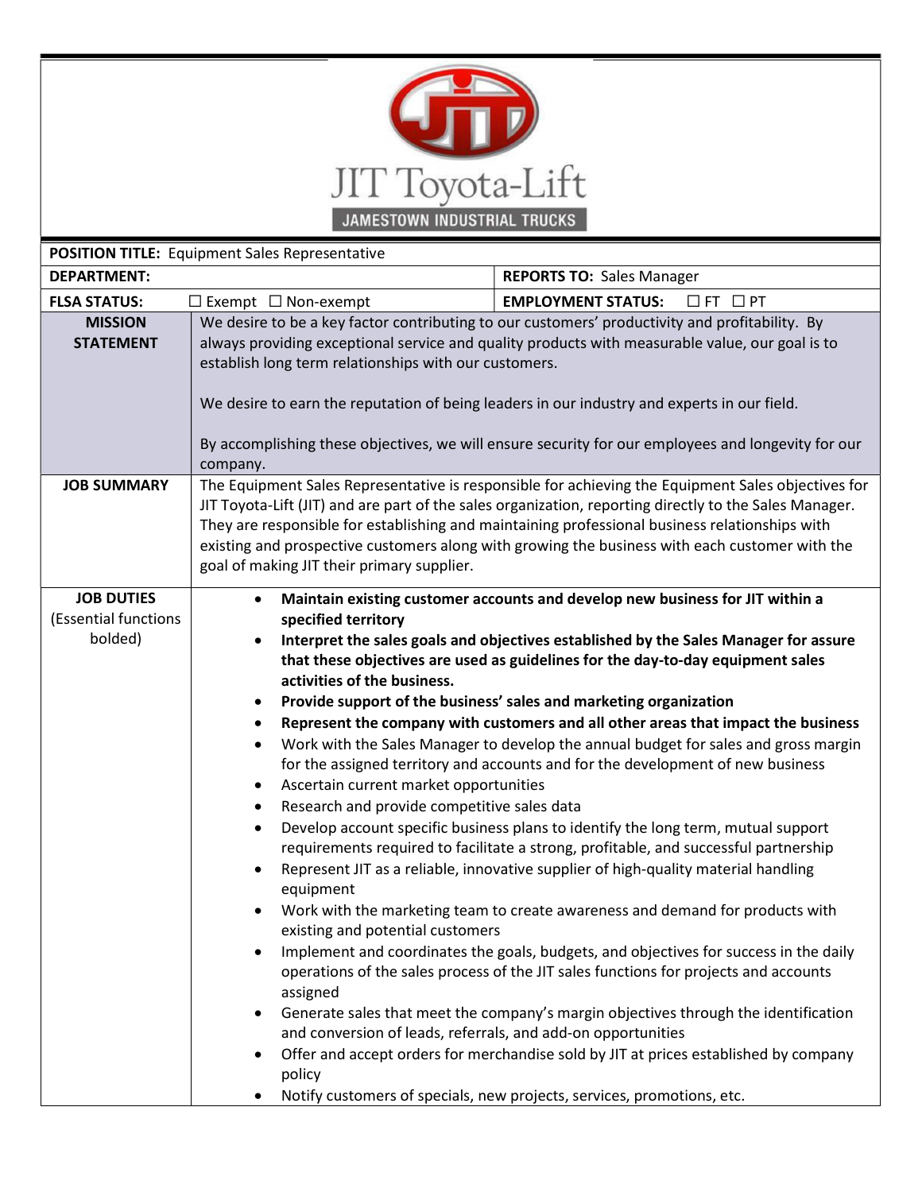JIT Toyota-Lift

JAMESTOWN INDUSTRIAL TRUCKS

| | | | |
|---|---|---|---|
| **POSITION TITLE:** Equipment Sales Representative | | | |
| **DEPARTMENT:** | | **REPORTS TO:** Sales Manager | |
| **FLSA STATUS:** | ☐ Exempt ☐ Non-exempt | **EMPLOYMENT STATUS:** | ☐ FT ☐ PT |

**MISSION STATEMENT**

We desire to be a key factor contributing to our customers' productivity and profitability. By always providing exceptional service and quality products with measurable value, our goal is to establish long term relationships with our customers.

We desire to earn the reputation of being leaders in our industry and experts in our field.

By accomplishing these objectives, we will ensure security for our employees and longevity for our company.

**JOB SUMMARY**

The Equipment Sales Representative is responsible for achieving the Equipment Sales objectives for JIT Toyota-Lift (JIT) and are part of the sales organization, reporting directly to the Sales Manager. They are responsible for establishing and maintaining professional business relationships with existing and prospective customers along with growing the business with each customer with the goal of making JIT their primary supplier.

**JOB DUTIES** (Essential functions bolded)

- **Maintain existing customer accounts and develop new business for JIT within a specified territory**
- **Interpret the sales goals and objectives established by the Sales Manager for assure that these objectives are used as guidelines for the day-to-day equipment sales activities of the business.**
- **Provide support of the business' sales and marketing organization**
- **Represent the company with customers and all other areas that impact the business**
- Work with the Sales Manager to develop the annual budget for sales and gross margin for the assigned territory and accounts and for the development of new business
- Ascertain current market opportunities
- Research and provide competitive sales data
- Develop account specific business plans to identify the long term, mutual support requirements required to facilitate a strong, profitable, and successful partnership
- Represent JIT as a reliable, innovative supplier of high-quality material handling equipment
- Work with the marketing team to create awareness and demand for products with existing and potential customers
- Implement and coordinates the goals, budgets, and objectives for success in the daily operations of the sales process of the JIT sales functions for projects and accounts assigned
- Generate sales that meet the company's margin objectives through the identification and conversion of leads, referrals, and add-on opportunities
- Offer and accept orders for merchandise sold by JIT at prices established by company policy
- Notify customers of specials, new projects, services, promotions, etc.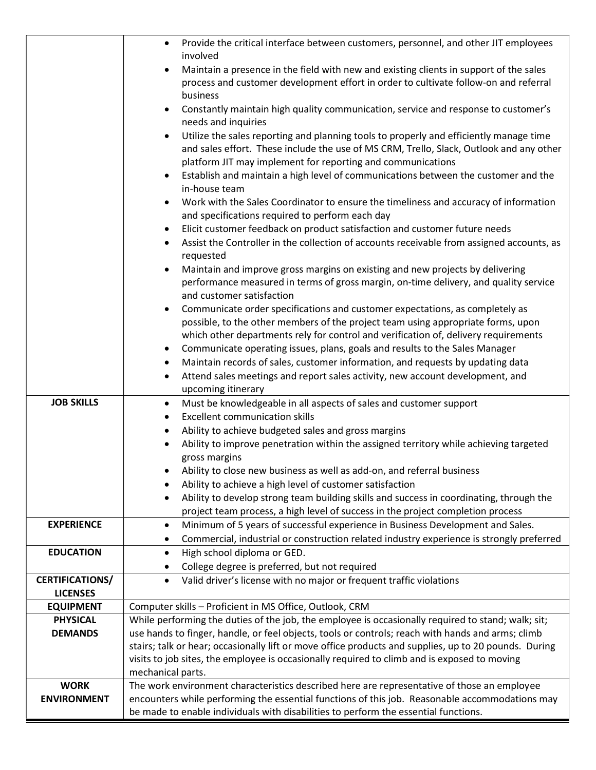| | |
|---|---|
| | • Provide the critical interface between customers, personnel, and other JIT employees involved<br>• Maintain a presence in the field with new and existing clients in support of the sales process and customer development effort in order to cultivate follow-on and referral business<br>• Constantly maintain high quality communication, service and response to customer's needs and inquiries<br>• Utilize the sales reporting and planning tools to properly and efficiently manage time and sales effort. These include the use of MS CRM, Trello, Slack, Outlook and any other platform JIT may implement for reporting and communications<br>• Establish and maintain a high level of communications between the customer and the in-house team<br>• Work with the Sales Coordinator to ensure the timeliness and accuracy of information and specifications required to perform each day<br>• Elicit customer feedback on product satisfaction and customer future needs<br>• Assist the Controller in the collection of accounts receivable from assigned accounts, as requested<br>• Maintain and improve gross margins on existing and new projects by delivering performance measured in terms of gross margin, on-time delivery, and quality service and customer satisfaction<br>• Communicate order specifications and customer expectations, as completely as possible, to the other members of the project team using appropriate forms, upon which other departments rely for control and verification of, delivery requirements<br>• Communicate operating issues, plans, goals and results to the Sales Manager<br>• Maintain records of sales, customer information, and requests by updating data<br>• Attend sales meetings and report sales activity, new account development, and upcoming itinerary |
| **JOB SKILLS** | • Must be knowledgeable in all aspects of sales and customer support<br>• Excellent communication skills<br>• Ability to achieve budgeted sales and gross margins<br>• Ability to improve penetration within the assigned territory while achieving targeted gross margins<br>• Ability to close new business as well as add-on, and referral business<br>• Ability to achieve a high level of customer satisfaction<br>• Ability to develop strong team building skills and success in coordinating, through the project team process, a high level of success in the project completion process |
| **EXPERIENCE** | • Minimum of 5 years of successful experience in Business Development and Sales.<br>• Commercial, industrial or construction related industry experience is strongly preferred |
| **EDUCATION** | • High school diploma or GED.<br>• College degree is preferred, but not required |
| **CERTIFICATIONS/ LICENSES** | • Valid driver's license with no major or frequent traffic violations |
| **EQUIPMENT** | Computer skills – Proficient in MS Office, Outlook, CRM |
| **PHYSICAL DEMANDS** | While performing the duties of the job, the employee is occasionally required to stand; walk; sit; use hands to finger, handle, or feel objects, tools or controls; reach with hands and arms; climb stairs; talk or hear; occasionally lift or move office products and supplies, up to 20 pounds. During visits to job sites, the employee is occasionally required to climb and is exposed to moving mechanical parts. |
| **WORK ENVIRONMENT** | The work environment characteristics described here are representative of those an employee encounters while performing the essential functions of this job. Reasonable accommodations may be made to enable individuals with disabilities to perform the essential functions. |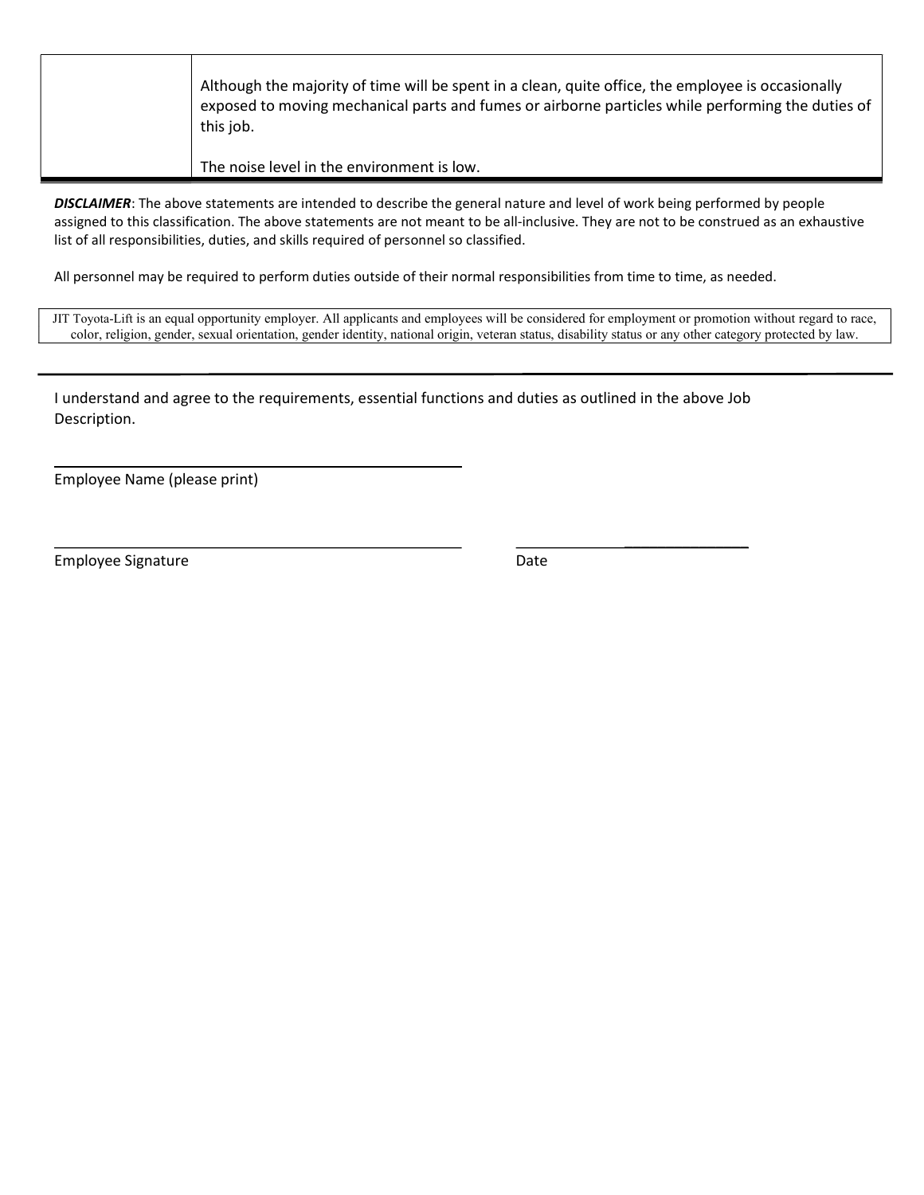| | |
|---|---|
| | Although the majority of time will be spent in a clean, quite office, the employee is occasionally exposed to moving mechanical parts and fumes or airborne particles while performing the duties of this job.<br><br>The noise level in the environment is low. |

***DISCLAIMER***: The above statements are intended to describe the general nature and level of work being performed by people assigned to this classification. The above statements are not meant to be all-inclusive. They are not to be construed as an exhaustive list of all responsibilities, duties, and skills required of personnel so classified.

All personnel may be required to perform duties outside of their normal responsibilities from time to time, as needed.

JIT Toyota-Lift is an equal opportunity employer. All applicants and employees will be considered for employment or promotion without regard to race, color, religion, gender, sexual orientation, gender identity, national origin, veteran status, disability status or any other category protected by law.

---

I understand and agree to the requirements, essential functions and duties as outlined in the above Job Description.

\_\_\_\_\_\_\_\_\_\_\_\_\_\_\_\_\_\_\_\_\_\_\_\_\_\_\_\_\_\_\_\_\_\_\_\_\_\_\_\_
Employee Name (please print)

\_\_\_\_\_\_\_\_\_\_\_\_\_\_\_\_\_\_\_\_\_\_\_\_\_\_\_\_\_\_\_\_\_\_\_\_\_\_\_\_ \_\_\_\_\_\_\_\_\_\_\_\_\_\_\_\_\_\_\_\_\_\_
Employee Signature Date